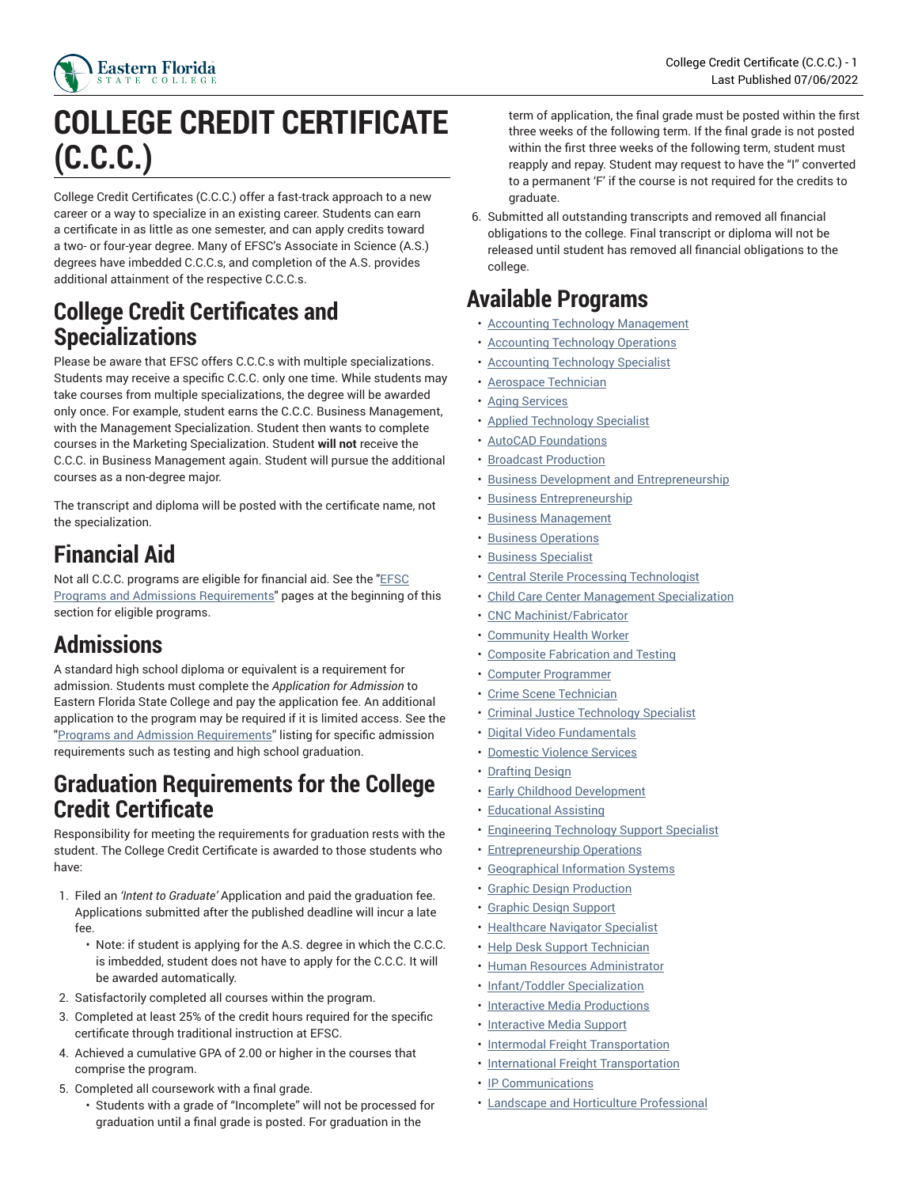# COLLEGE CREDIT CERTIFICATE (C.C.C.)

College Credit Certificates (C.C.C.) offer a fast-track approach to a new career or a way to specialize in an existing career. Students can earn a certificate in as little as one semester, and can apply credits toward a two- or four-year degree. Many of EFSC's Associate in Science (A.S.) degrees have imbedded C.C.C.s, and completion of the A.S. provides additional attainment of the respective C.C.C.s.

## College Credit Certificates and Specializations

Please be aware that EFSC offers C.C.C.s with multiple specializations. Students may receive a specific C.C.C. only one time. While students may take courses from multiple specializations, the degree will be awarded only once. For example, student earns the C.C.C. Business Management, with the Management Specialization. Student then wants to complete courses in the Marketing Specialization. Student **will not** receive the C.C.C. in Business Management again. Student will pursue the additional courses as a non-degree major.

The transcript and diploma will be posted with the certificate name, not the specialization.

## Financial Aid

Not all C.C.C. programs are eligible for financial aid. See the "EFSC Programs and Admissions Requirements" pages at the beginning of this section for eligible programs.

## Admissions

A standard high school diploma or equivalent is a requirement for admission. Students must complete the *Application for Admission* to Eastern Florida State College and pay the application fee. An additional application to the program may be required if it is limited access. See the "Programs and Admission Requirements" listing for specific admission requirements such as testing and high school graduation.

## Graduation Requirements for the College Credit Certificate

Responsibility for meeting the requirements for graduation rests with the student. The College Credit Certificate is awarded to those students who have:

1. Filed an *'Intent to Graduate'* Application and paid the graduation fee. Applications submitted after the published deadline will incur a late fee.
   - Note: if student is applying for the A.S. degree in which the C.C.C. is imbedded, student does not have to apply for the C.C.C. It will be awarded automatically.
2. Satisfactorily completed all courses within the program.
3. Completed at least 25% of the credit hours required for the specific certificate through traditional instruction at EFSC.
4. Achieved a cumulative GPA of 2.00 or higher in the courses that comprise the program.
5. Completed all coursework with a final grade.
   - Students with a grade of "Incomplete" will not be processed for graduation until a final grade is posted. For graduation in the term of application, the final grade must be posted within the first three weeks of the following term. If the final grade is not posted within the first three weeks of the following term, student must reapply and repay. Student may request to have the "I" converted to a permanent 'F' if the course is not required for the credits to graduate.
6. Submitted all outstanding transcripts and removed all financial obligations to the college. Final transcript or diploma will not be released until student has removed all financial obligations to the college.

## Available Programs

- Accounting Technology Management
- Accounting Technology Operations
- Accounting Technology Specialist
- Aerospace Technician
- Aging Services
- Applied Technology Specialist
- AutoCAD Foundations
- Broadcast Production
- Business Development and Entrepreneurship
- Business Entrepreneurship
- Business Management
- Business Operations
- Business Specialist
- Central Sterile Processing Technologist
- Child Care Center Management Specialization
- CNC Machinist/Fabricator
- Community Health Worker
- Composite Fabrication and Testing
- Computer Programmer
- Crime Scene Technician
- Criminal Justice Technology Specialist
- Digital Video Fundamentals
- Domestic Violence Services
- Drafting Design
- Early Childhood Development
- Educational Assisting
- Engineering Technology Support Specialist
- Entrepreneurship Operations
- Geographical Information Systems
- Graphic Design Production
- Graphic Design Support
- Healthcare Navigator Specialist
- Help Desk Support Technician
- Human Resources Administrator
- Infant/Toddler Specialization
- Interactive Media Productions
- Interactive Media Support
- Intermodal Freight Transportation
- International Freight Transportation
- IP Communications
- Landscape and Horticulture Professional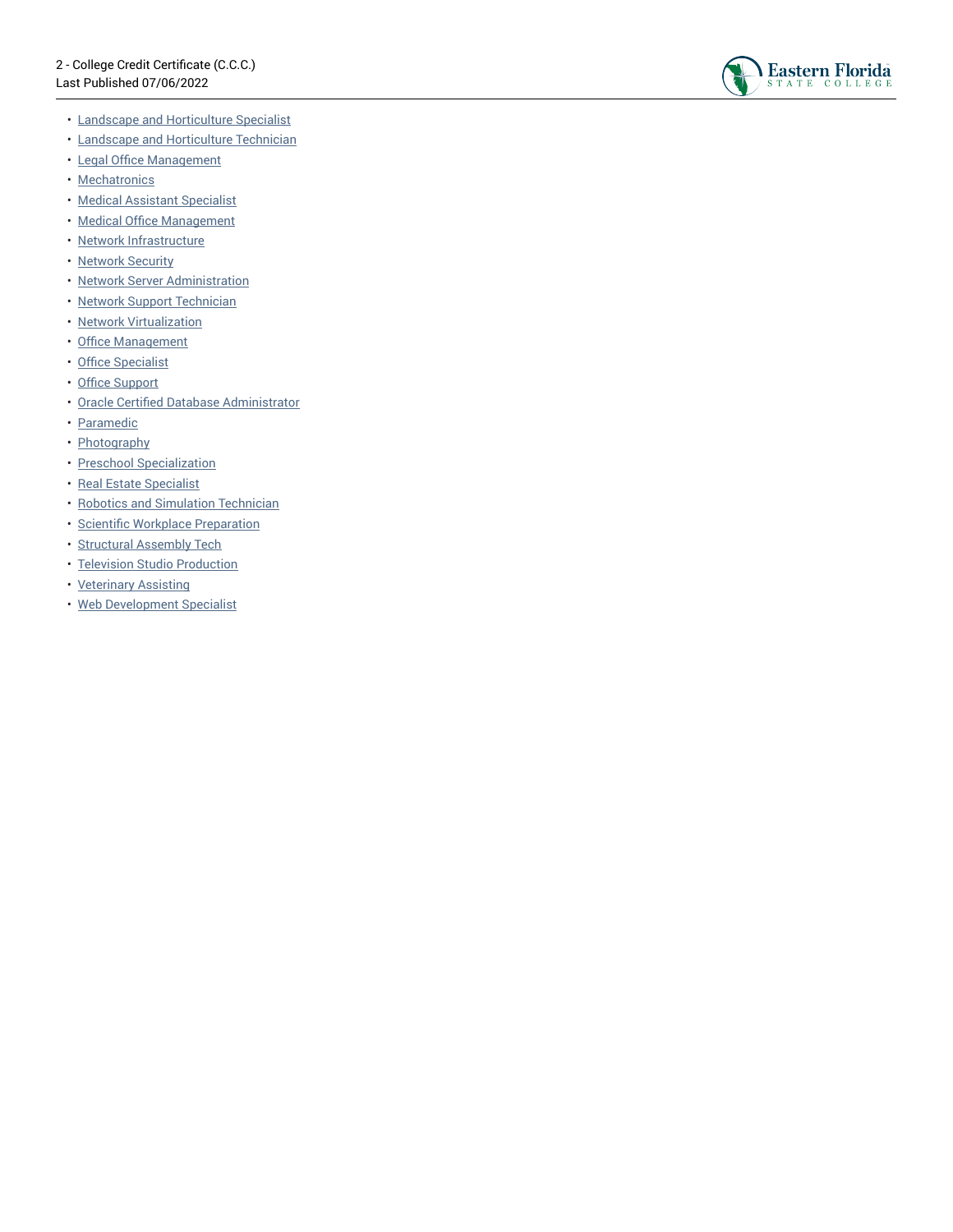- Landscape and Horticulture Specialist
- Landscape and Horticulture Technician
- Legal Office Management
- Mechatronics
- Medical Assistant Specialist
- Medical Office Management
- Network Infrastructure
- Network Security
- Network Server Administration
- Network Support Technician
- Network Virtualization
- Office Management
- Office Specialist
- Office Support
- Oracle Certified Database Administrator
- Paramedic
- Photography
- Preschool Specialization
- Real Estate Specialist
- Robotics and Simulation Technician
- Scientific Workplace Preparation
- Structural Assembly Tech
- Television Studio Production
- Veterinary Assisting
- Web Development Specialist